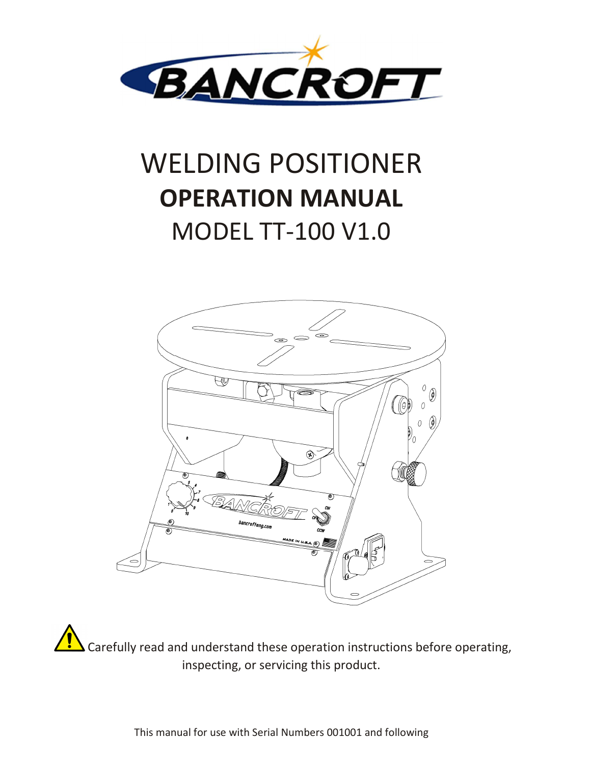# BANCROFT

# WELDING POSITIONER

## OPERATION MANUAL

MODEL TT-100 V1.0

⚠ Carefully read and understand these operation instructions before operating, inspecting, or servicing this product.

This manual for use with Serial Numbers 001001 and following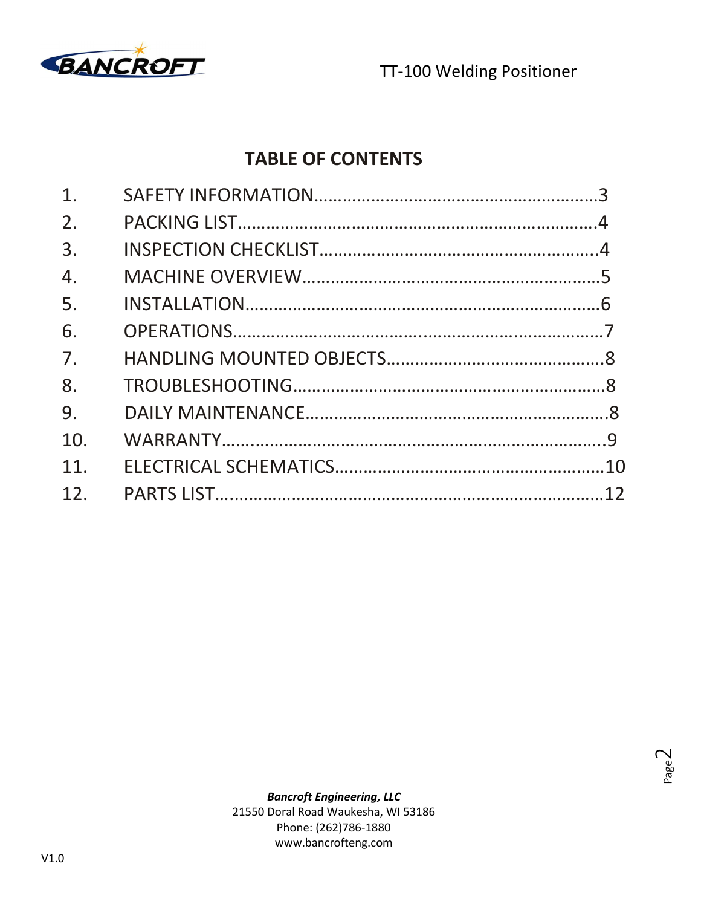## TABLE OF CONTENTS

1. SAFETY INFORMATION………………………………………………….3
2. PACKING LIST…………………………………………………………….4
3. INSPECTION CHECKLIST…………………………………………………4
4. MACHINE OVERVIEW…………………………………………………….5
5. INSTALLATION…………………………………………………………….6
6. OPERATIONS………………………………………………………………7
7. HANDLING MOUNTED OBJECTS………………………………………8
8. TROUBLESHOOTING………………………………………………………8
9. DAILY MAINTENANCE……………………………………………………8
10. WARRANTY…………………………………………………………………9
11. ELECTRICAL SCHEMATICS………………………………………………10
12. PARTS LIST…………………………………………………………………12

***Bancroft Engineering, LLC***
21550 Doral Road Waukesha, WI 53186
Phone: (262)786-1880
www.bancrofteng.com

V1.0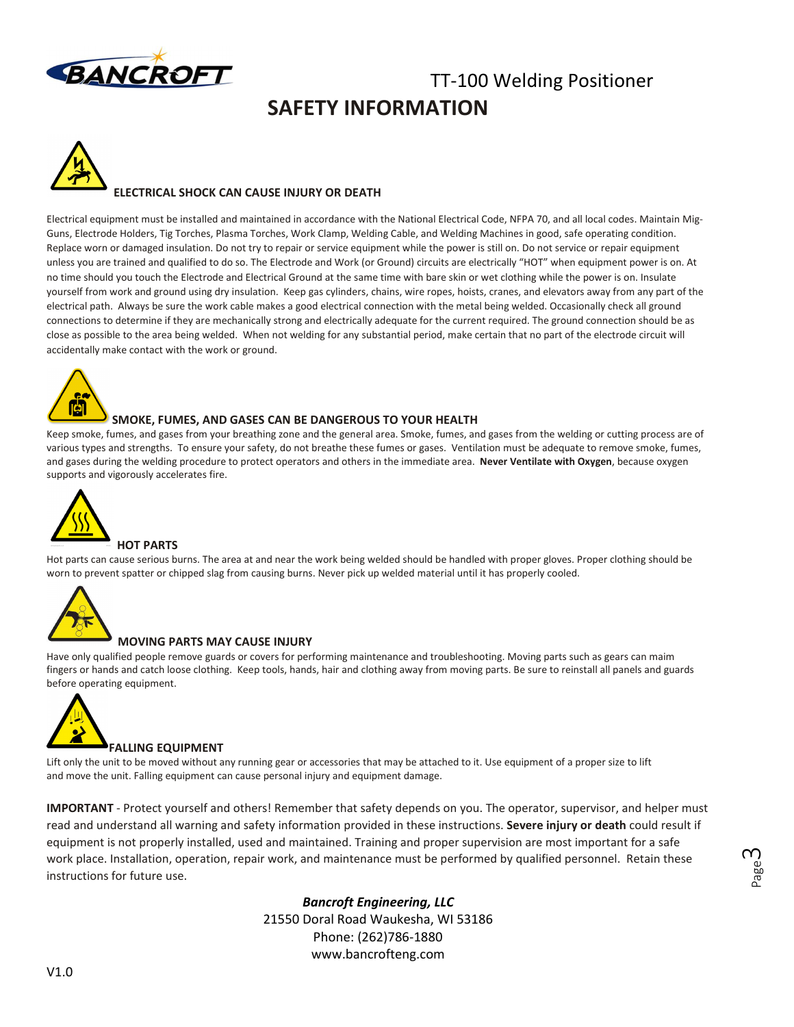TT-100 Welding Positioner

# SAFETY INFORMATION

### ELECTRICAL SHOCK CAN CAUSE INJURY OR DEATH

Electrical equipment must be installed and maintained in accordance with the National Electrical Code, NFPA 70, and all local codes. Maintain Mig-Guns, Electrode Holders, Tig Torches, Plasma Torches, Work Clamp, Welding Cable, and Welding Machines in good, safe operating condition. Replace worn or damaged insulation. Do not try to repair or service equipment while the power is still on. Do not service or repair equipment unless you are trained and qualified to do so. The Electrode and Work (or Ground) circuits are electrically "HOT" when equipment power is on. At no time should you touch the Electrode and Electrical Ground at the same time with bare skin or wet clothing while the power is on. Insulate yourself from work and ground using dry insulation. Keep gas cylinders, chains, wire ropes, hoists, cranes, and elevators away from any part of the electrical path. Always be sure the work cable makes a good electrical connection with the metal being welded. Occasionally check all ground connections to determine if they are mechanically strong and electrically adequate for the current required. The ground connection should be as close as possible to the area being welded. When not welding for any substantial period, make certain that no part of the electrode circuit will accidentally make contact with the work or ground.

### SMOKE, FUMES, AND GASES CAN BE DANGEROUS TO YOUR HEALTH

Keep smoke, fumes, and gases from your breathing zone and the general area. Smoke, fumes, and gases from the welding or cutting process are of various types and strengths. To ensure your safety, do not breathe these fumes or gases. Ventilation must be adequate to remove smoke, fumes, and gases during the welding procedure to protect operators and others in the immediate area. **Never Ventilate with Oxygen**, because oxygen supports and vigorously accelerates fire.

### HOT PARTS

Hot parts can cause serious burns. The area at and near the work being welded should be handled with proper gloves. Proper clothing should be worn to prevent spatter or chipped slag from causing burns. Never pick up welded material until it has properly cooled.

### MOVING PARTS MAY CAUSE INJURY

Have only qualified people remove guards or covers for performing maintenance and troubleshooting. Moving parts such as gears can maim fingers or hands and catch loose clothing. Keep tools, hands, hair and clothing away from moving parts. Be sure to reinstall all panels and guards before operating equipment.

### FALLING EQUIPMENT

Lift only the unit to be moved without any running gear or accessories that may be attached to it. Use equipment of a proper size to lift and move the unit. Falling equipment can cause personal injury and equipment damage.

**IMPORTANT** - Protect yourself and others! Remember that safety depends on you. The operator, supervisor, and helper must read and understand all warning and safety information provided in these instructions. **Severe injury or death** could result if equipment is not properly installed, used and maintained. Training and proper supervision are most important for a safe work place. Installation, operation, repair work, and maintenance must be performed by qualified personnel. Retain these instructions for future use.

***Bancroft Engineering, LLC***
21550 Doral Road Waukesha, WI 53186
Phone: (262)786-1880
www.bancrofteng.com

V1.0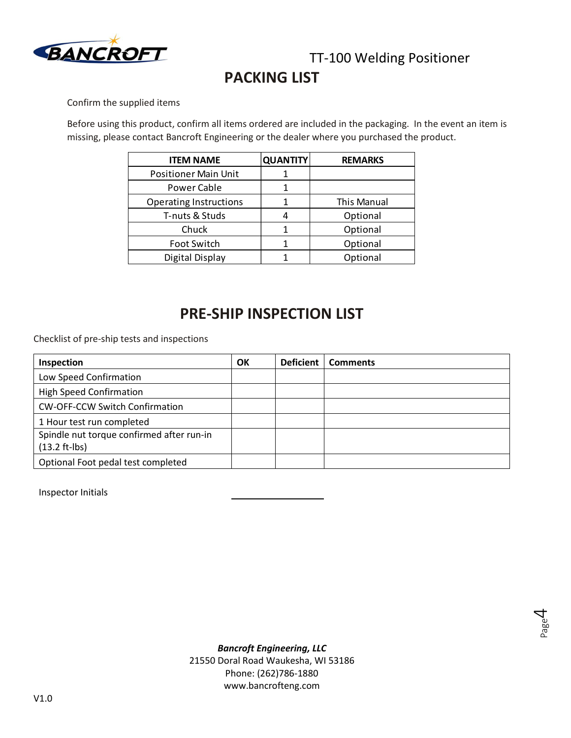TT-100 Welding Positioner

# PACKING LIST

Confirm the supplied items

Before using this product, confirm all items ordered are included in the packaging. In the event an item is missing, please contact Bancroft Engineering or the dealer where you purchased the product.

| ITEM NAME | QUANTITY | REMARKS |
|---|---|---|
| Positioner Main Unit | 1 | |
| Power Cable | 1 | |
| Operating Instructions | 1 | This Manual |
| T-nuts & Studs | 4 | Optional |
| Chuck | 1 | Optional |
| Foot Switch | 1 | Optional |
| Digital Display | 1 | Optional |

# PRE-SHIP INSPECTION LIST

Checklist of pre-ship tests and inspections

| Inspection | OK | Deficient | Comments |
|---|---|---|---|
| Low Speed Confirmation | | | |
| High Speed Confirmation | | | |
| CW-OFF-CCW Switch Confirmation | | | |
| 1 Hour test run completed | | | |
| Spindle nut torque confirmed after run-in (13.2 ft-lbs) | | | |
| Optional Foot pedal test completed | | | |

Inspector Initials ____________________

***Bancroft Engineering, LLC***
21550 Doral Road Waukesha, WI 53186
Phone: (262)786-1880
www.bancrofteng.com

V1.0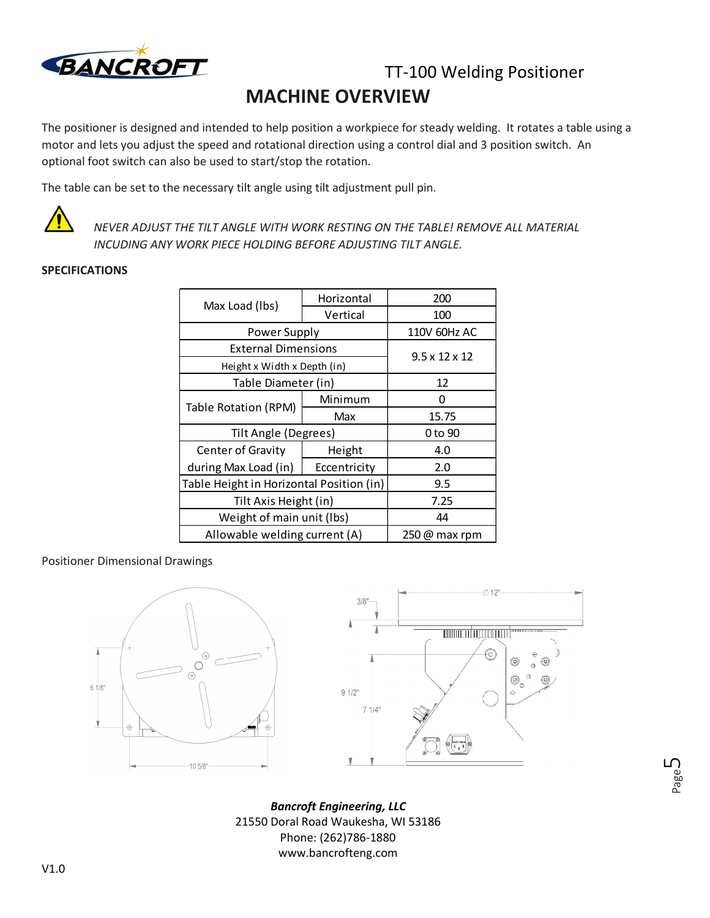TT-100 Welding Positioner

# MACHINE OVERVIEW

The positioner is designed and intended to help position a workpiece for steady welding. It rotates a table using a motor and lets you adjust the speed and rotational direction using a control dial and 3 position switch. An optional foot switch can also be used to start/stop the rotation.

The table can be set to the necessary tilt angle using tilt adjustment pull pin.

*NEVER ADJUST THE TILT ANGLE WITH WORK RESTING ON THE TABLE! REMOVE ALL MATERIAL INCUDING ANY WORK PIECE HOLDING BEFORE ADJUSTING TILT ANGLE.*

**SPECIFICATIONS**

| | | |
|---|---|---|
| Max Load (lbs) | Horizontal | 200 |
| | Vertical | 100 |
| Power Supply | | 110V 60Hz AC |
| External Dimensions<br>Height x Width x Depth (in) | | 9.5 x 12 x 12 |
| Table Diameter (in) | | 12 |
| Table Rotation (RPM) | Minimum | 0 |
| | Max | 15.75 |
| Tilt Angle (Degrees) | | 0 to 90 |
| Center of Gravity during Max Load (in) | Height | 4.0 |
| | Eccentricity | 2.0 |
| Table Height in Horizontal Position (in) | | 9.5 |
| Tilt Axis Height (in) | | 7.25 |
| Weight of main unit (lbs) | | 44 |
| Allowable welding current (A) | | 250 @ max rpm |

Positioner Dimensional Drawings

6 1/8"  10 5/8"  3/8"  Ø12"  9 1/2"  7 1/4"

***Bancroft Engineering, LLC***
21550 Doral Road Waukesha, WI 53186
Phone: (262)786-1880
www.bancrofteng.com

V1.0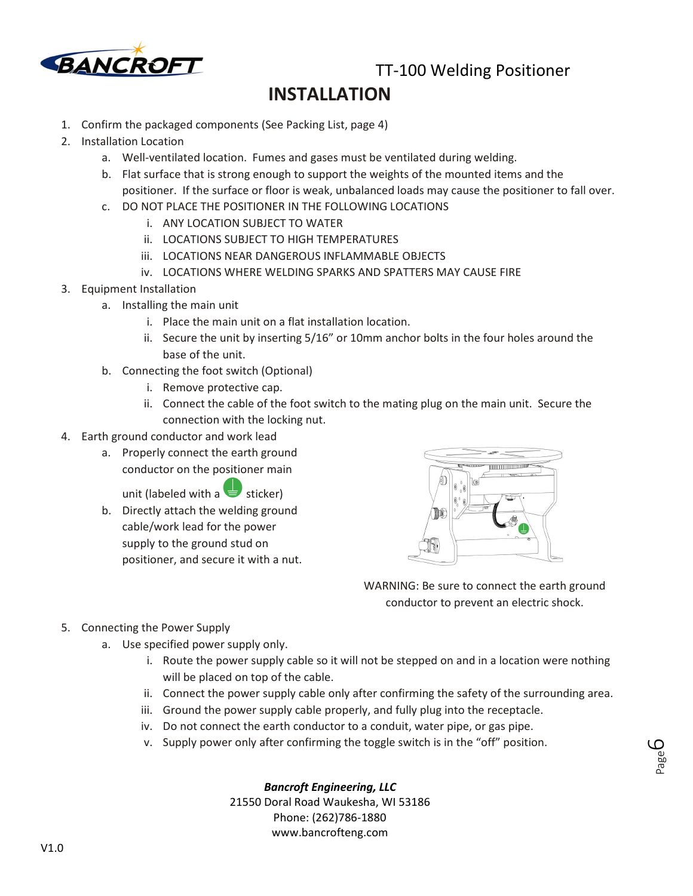TT-100 Welding Positioner

# INSTALLATION

1. Confirm the packaged components (See Packing List, page 4)
2. Installation Location
    a. Well-ventilated location. Fumes and gases must be ventilated during welding.
    b. Flat surface that is strong enough to support the weights of the mounted items and the positioner. If the surface or floor is weak, unbalanced loads may cause the positioner to fall over.
    c. DO NOT PLACE THE POSITIONER IN THE FOLLOWING LOCATIONS
        i. ANY LOCATION SUBJECT TO WATER
        ii. LOCATIONS SUBJECT TO HIGH TEMPERATURES
        iii. LOCATIONS NEAR DANGEROUS INFLAMMABLE OBJECTS
        iv. LOCATIONS WHERE WELDING SPARKS AND SPATTERS MAY CAUSE FIRE
3. Equipment Installation
    a. Installing the main unit
        i. Place the main unit on a flat installation location.
        ii. Secure the unit by inserting 5/16" or 10mm anchor bolts in the four holes around the base of the unit.
    b. Connecting the foot switch (Optional)
        i. Remove protective cap.
        ii. Connect the cable of the foot switch to the mating plug on the main unit. Secure the connection with the locking nut.
4. Earth ground conductor and work lead
    a. Properly connect the earth ground conductor on the positioner main unit (labeled with a ⏚ sticker)
    b. Directly attach the welding ground cable/work lead for the power supply to the ground stud on positioner, and secure it with a nut.

WARNING: Be sure to connect the earth ground conductor to prevent an electric shock.

5. Connecting the Power Supply
    a. Use specified power supply only.
        i. Route the power supply cable so it will not be stepped on and in a location were nothing will be placed on top of the cable.
        ii. Connect the power supply cable only after confirming the safety of the surrounding area.
        iii. Ground the power supply cable properly, and fully plug into the receptacle.
        iv. Do not connect the earth conductor to a conduit, water pipe, or gas pipe.
        v. Supply power only after confirming the toggle switch is in the "off" position.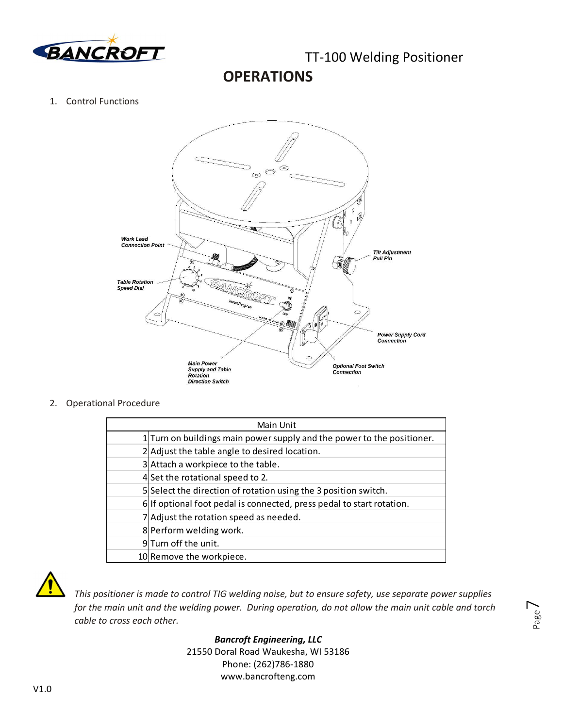# OPERATIONS

1. Control Functions

Work Lead Connection Point

Table Rotation Speed Dial

Tilt Adjustment Pull Pin

Power Supply Cord Connection

Main Power Supply and Table Rotation Direction Switch

Optional Foot Switch Connection

2. Operational Procedure

| Main Unit | |
|---|---|
| 1 | Turn on buildings main power supply and the power to the positioner. |
| 2 | Adjust the table angle to desired location. |
| 3 | Attach a workpiece to the table. |
| 4 | Set the rotational speed to 2. |
| 5 | Select the direction of rotation using the 3 position switch. |
| 6 | If optional foot pedal is connected, press pedal to start rotation. |
| 7 | Adjust the rotation speed as needed. |
| 8 | Perform welding work. |
| 9 | Turn off the unit. |
| 10 | Remove the workpiece. |

*This positioner is made to control TIG welding noise, but to ensure safety, use separate power supplies for the main unit and the welding power. During operation, do not allow the main unit cable and torch cable to cross each other.*

***Bancroft Engineering, LLC***
21550 Doral Road Waukesha, WI 53186
Phone: (262)786-1880
www.bancrofteng.com

V1.0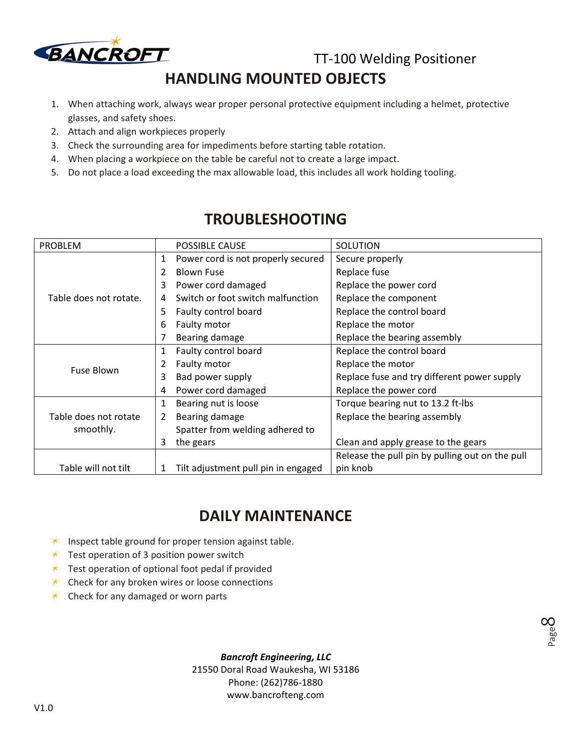# HANDLING MOUNTED OBJECTS

1. When attaching work, always wear proper personal protective equipment including a helmet, protective glasses, and safety shoes.
2. Attach and align workpieces properly
3. Check the surrounding area for impediments before starting table rotation.
4. When placing a workpiece on the table be careful not to create a large impact.
5. Do not place a load exceeding the max allowable load, this includes all work holding tooling.

# TROUBLESHOOTING

| PROBLEM | | POSSIBLE CAUSE | SOLUTION |
|---|---|---|---|
| Table does not rotate. | 1 | Power cord is not properly secured | Secure properly |
| | 2 | Blown Fuse | Replace fuse |
| | 3 | Power cord damaged | Replace the power cord |
| | 4 | Switch or foot switch malfunction | Replace the component |
| | 5 | Faulty control board | Replace the control board |
| | 6 | Faulty motor | Replace the motor |
| | 7 | Bearing damage | Replace the bearing assembly |
| Fuse Blown | 1 | Faulty control board | Replace the control board |
| | 2 | Faulty motor | Replace the motor |
| | 3 | Bad power supply | Replace fuse and try different power supply |
| | 4 | Power cord damaged | Replace the power cord |
| Table does not rotate smoothly. | 1 | Bearing nut is loose | Torque bearing nut to 13.2 ft-lbs |
| | 2 | Bearing damage | Replace the bearing assembly |
| | 3 | Spatter from welding adhered to the gears | Clean and apply grease to the gears |
| Table will not tilt | 1 | Tilt adjustment pull pin in engaged | Release the pull pin by pulling out on the pull pin knob |

# DAILY MAINTENANCE

- Inspect table ground for proper tension against table.
- Test operation of 3 position power switch
- Test operation of optional foot pedal if provided
- Check for any broken wires or loose connections
- Check for any damaged or worn parts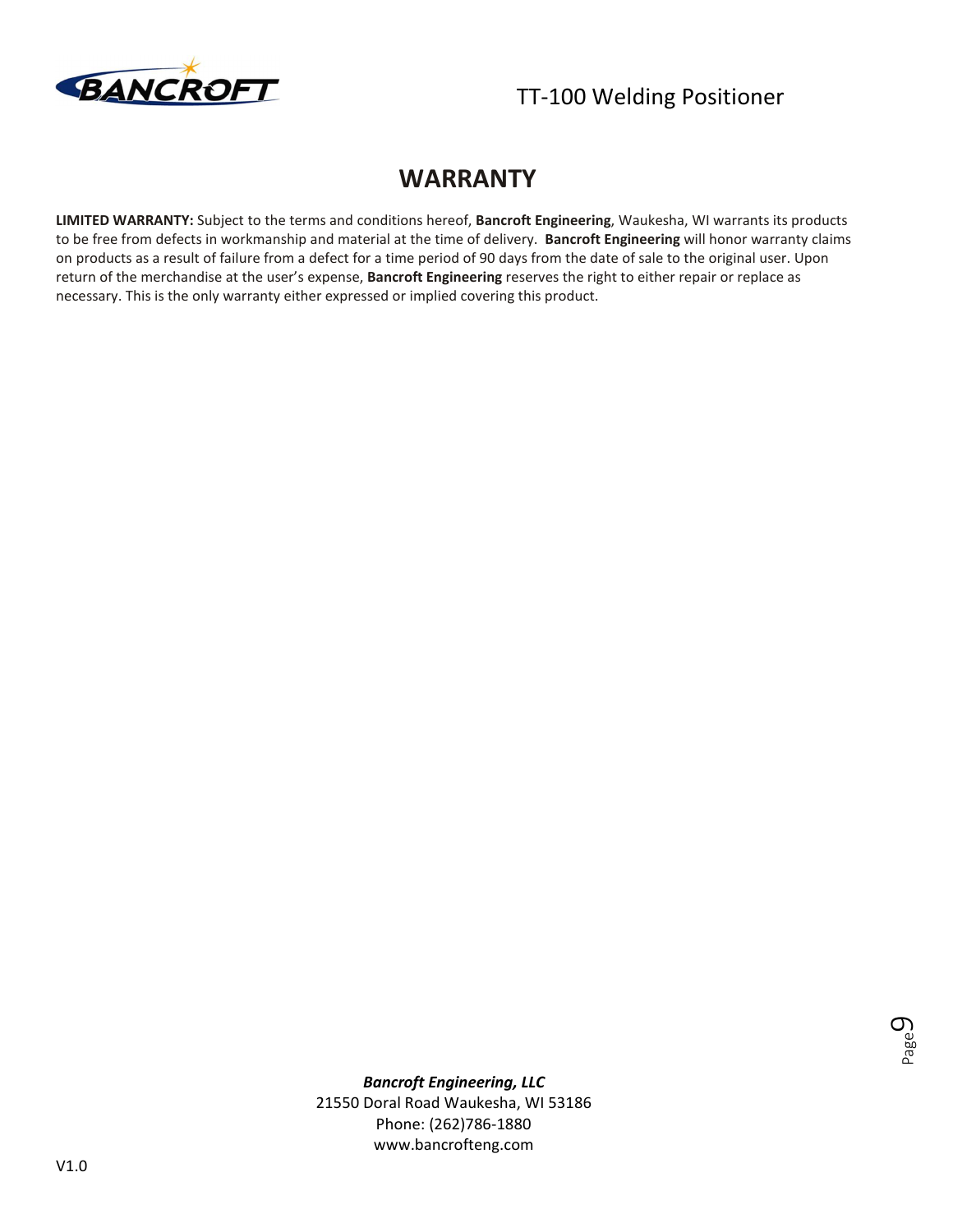# WARRANTY

**LIMITED WARRANTY:** Subject to the terms and conditions hereof, **Bancroft Engineering**, Waukesha, WI warrants its products to be free from defects in workmanship and material at the time of delivery. **Bancroft Engineering** will honor warranty claims on products as a result of failure from a defect for a time period of 90 days from the date of sale to the original user. Upon return of the merchandise at the user's expense, **Bancroft Engineering** reserves the right to either repair or replace as necessary. This is the only warranty either expressed or implied covering this product.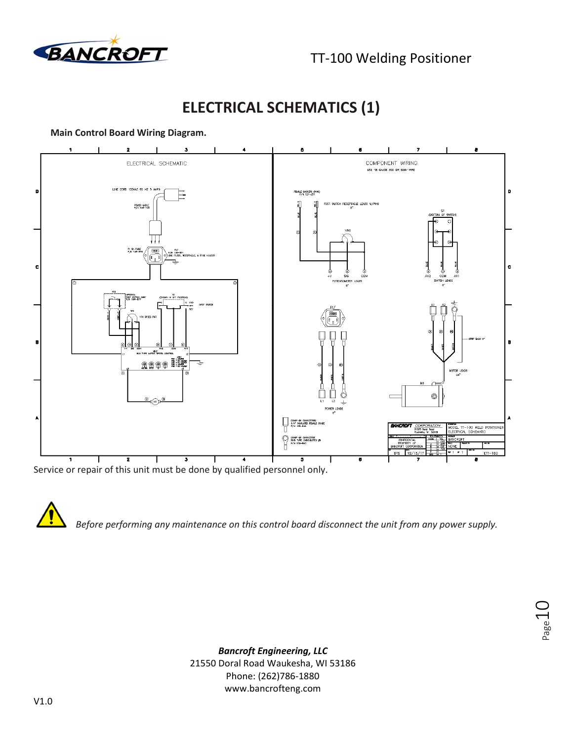# ELECTRICAL SCHEMATICS (1)

**Main Control Board Wiring Diagram.**

Service or repair of this unit must be done by qualified personnel only.

*Before performing any maintenance on this control board disconnect the unit from any power supply.*

***Bancroft Engineering, LLC***
21550 Doral Road Waukesha, WI 53186
Phone: (262)786-1880
www.bancrofteng.com

V1.0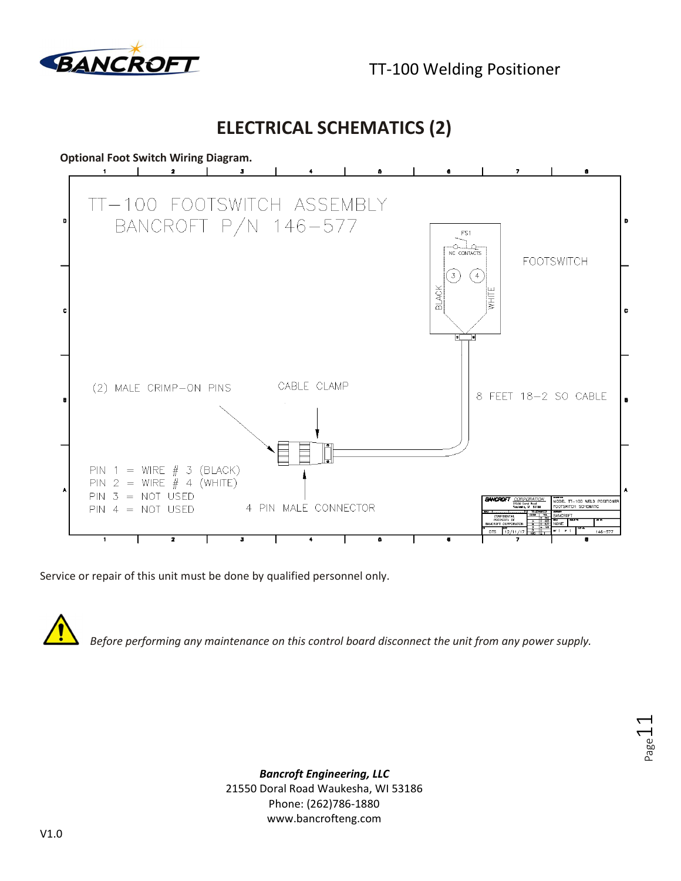## ELECTRICAL SCHEMATICS (2)

**Optional Foot Switch Wiring Diagram.**

TT–100 FOOTSWITCH ASSEMBLY
BANCROFT P/N 146–577

FS1
NC CONTACTS
FOOTSWITCH
BLACK
WHITE

(2) MALE CRIMP–ON PINS

CABLE CLAMP

8 FEET 18–2 SO CABLE

PIN 1 = WIRE # 3 (BLACK)
PIN 2 = WIRE # 4 (WHITE)
PIN 3 = NOT USED
PIN 4 = NOT USED

4 PIN MALE CONNECTOR

Service or repair of this unit must be done by qualified personnel only.

*Before performing any maintenance on this control board disconnect the unit from any power supply.*

***Bancroft Engineering, LLC***
21550 Doral Road Waukesha, WI 53186
Phone: (262)786-1880
www.bancrofteng.com

V1.0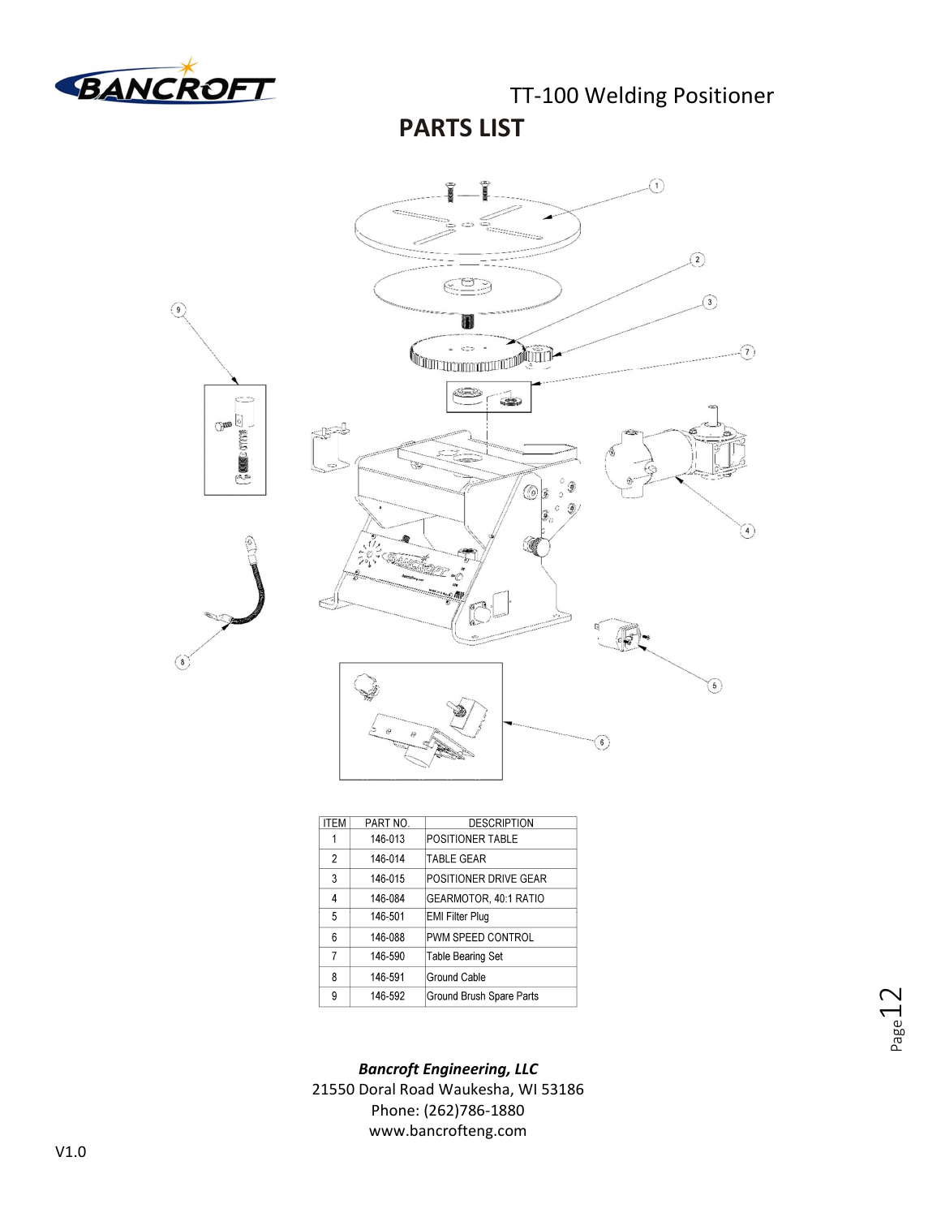TT-100 Welding Positioner

# PARTS LIST

| ITEM | PART NO. | DESCRIPTION |
|---|---|---|
| 1 | 146-013 | POSITIONER TABLE |
| 2 | 146-014 | TABLE GEAR |
| 3 | 146-015 | POSITIONER DRIVE GEAR |
| 4 | 146-084 | GEARMOTOR, 40:1 RATIO |
| 5 | 146-501 | EMI Filter Plug |
| 6 | 146-088 | PWM SPEED CONTROL |
| 7 | 146-590 | Table Bearing Set |
| 8 | 146-591 | Ground Cable |
| 9 | 146-592 | Ground Brush Spare Parts |

***Bancroft Engineering, LLC***
21550 Doral Road Waukesha, WI 53186
Phone: (262)786-1880
www.bancrofteng.com

V1.0